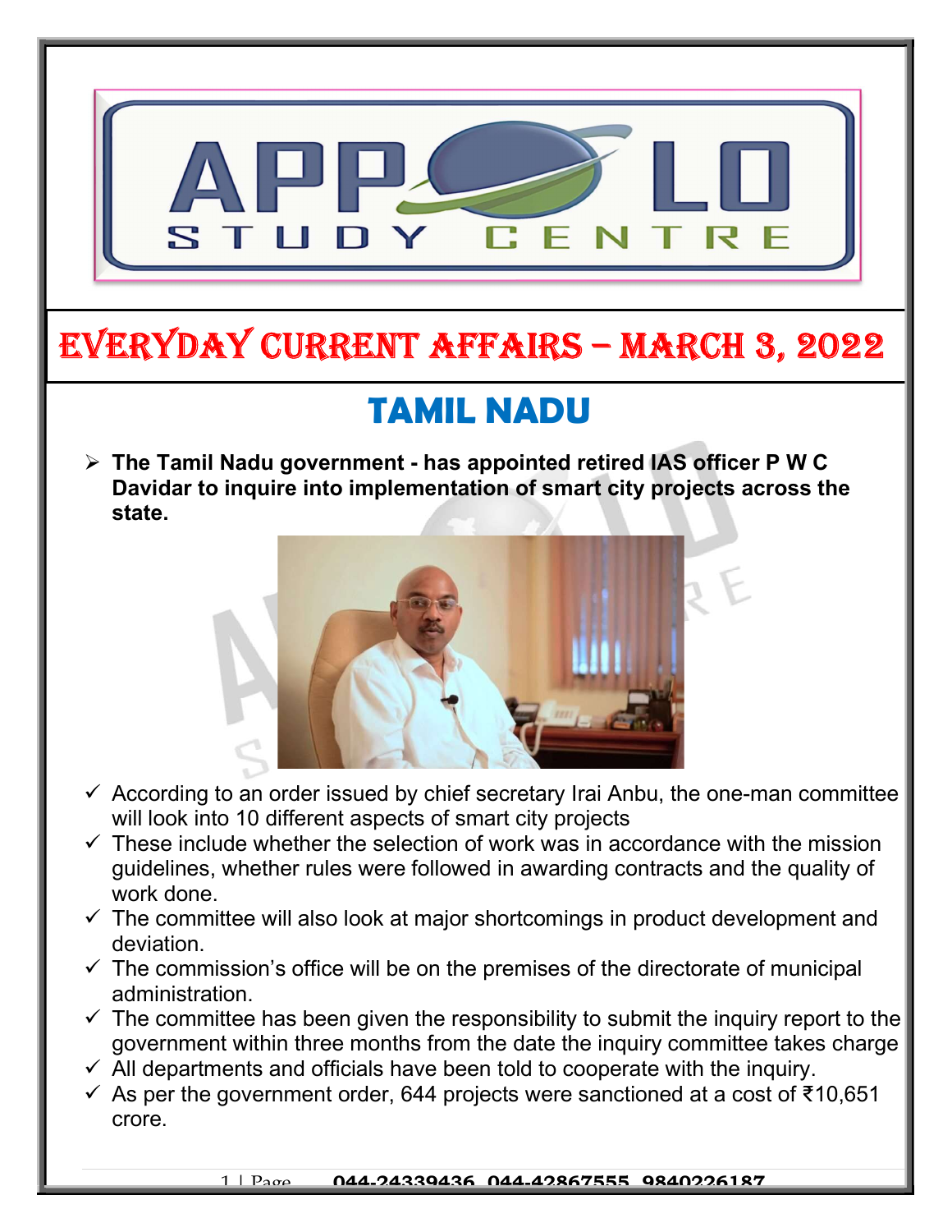# EVERYDAY CURRENT AFFAIRS – MARCH 3, 2022

## TAMIL NADU

- **The Tamil Nadu government - has appointed retired IAS officer P W C Davidar to inquire into implementation of smart city projects across the state.**

- According to an order issued by chief secretary Irai Anbu, the one-man committee will look into 10 different aspects of smart city projects
- These include whether the selection of work was in accordance with the mission guidelines, whether rules were followed in awarding contracts and the quality of work done.
- The committee will also look at major shortcomings in product development and deviation.
- The commission's office will be on the premises of the directorate of municipal administration.
- The committee has been given the responsibility to submit the inquiry report to the government within three months from the date the inquiry committee takes charge
- All departments and officials have been told to cooperate with the inquiry.
- As per the government order, 644 projects were sanctioned at a cost of ₹10,651 crore.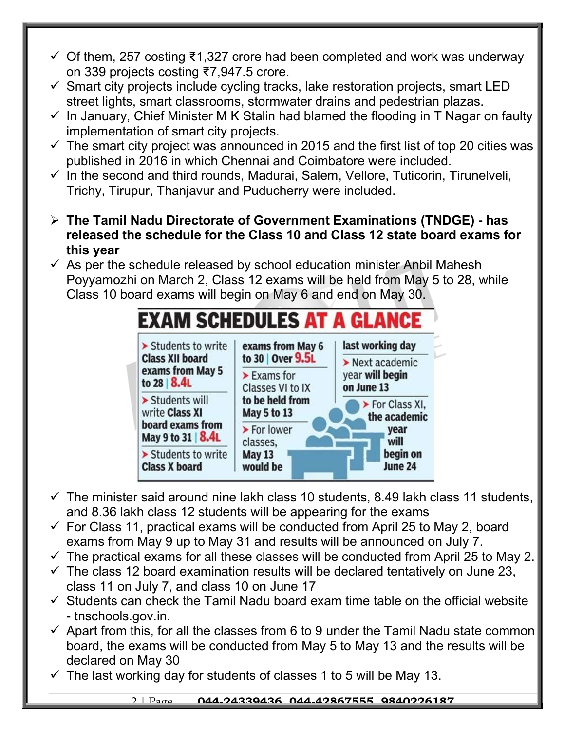- ✓ Of them, 257 costing ₹1,327 crore had been completed and work was underway on 339 projects costing ₹7,947.5 crore.
- ✓ Smart city projects include cycling tracks, lake restoration projects, smart LED street lights, smart classrooms, stormwater drains and pedestrian plazas.
- ✓ In January, Chief Minister M K Stalin had blamed the flooding in T Nagar on faulty implementation of smart city projects.
- ✓ The smart city project was announced in 2015 and the first list of top 20 cities was published in 2016 in which Chennai and Coimbatore were included.
- ✓ In the second and third rounds, Madurai, Salem, Vellore, Tuticorin, Tirunelveli, Trichy, Tirupur, Thanjavur and Puducherry were included.

➢ **The Tamil Nadu Directorate of Government Examinations (TNDGE) - has released the schedule for the Class 10 and Class 12 state board exams for this year**

- ✓ As per the schedule released by school education minister Anbil Mahesh Poyyamozhi on March 2, Class 12 exams will be held from May 5 to 28, while Class 10 board exams will begin on May 6 and end on May 30.

**EXAM SCHEDULES AT A GLANCE**

- Students to write **Class XII board exams from May 5 to 28 | 8.4L**
- Students will write **Class XI board exams from May 9 to 31 | 8.4L**
- Students to write **Class X board exams from May 6 to 30 | Over 9.5L**
- Exams for Classes VI to IX **to be held from May 5 to 13**
- For lower classes, **May 13 would be last working day**
- Next academic year **will begin on June 13**
- For Class XI, **the academic year will begin on June 24**

- ✓ The minister said around nine lakh class 10 students, 8.49 lakh class 11 students, and 8.36 lakh class 12 students will be appearing for the exams
- ✓ For Class 11, practical exams will be conducted from April 25 to May 2, board exams from May 9 up to May 31 and results will be announced on July 7.
- ✓ The practical exams for all these classes will be conducted from April 25 to May 2.
- ✓ The class 12 board examination results will be declared tentatively on June 23, class 11 on July 7, and class 10 on June 17
- ✓ Students can check the Tamil Nadu board exam time table on the official website - tnschools.gov.in.
- ✓ Apart from this, for all the classes from 6 to 9 under the Tamil Nadu state common board, the exams will be conducted from May 5 to May 13 and the results will be declared on May 30
- ✓ The last working day for students of classes 1 to 5 will be May 13.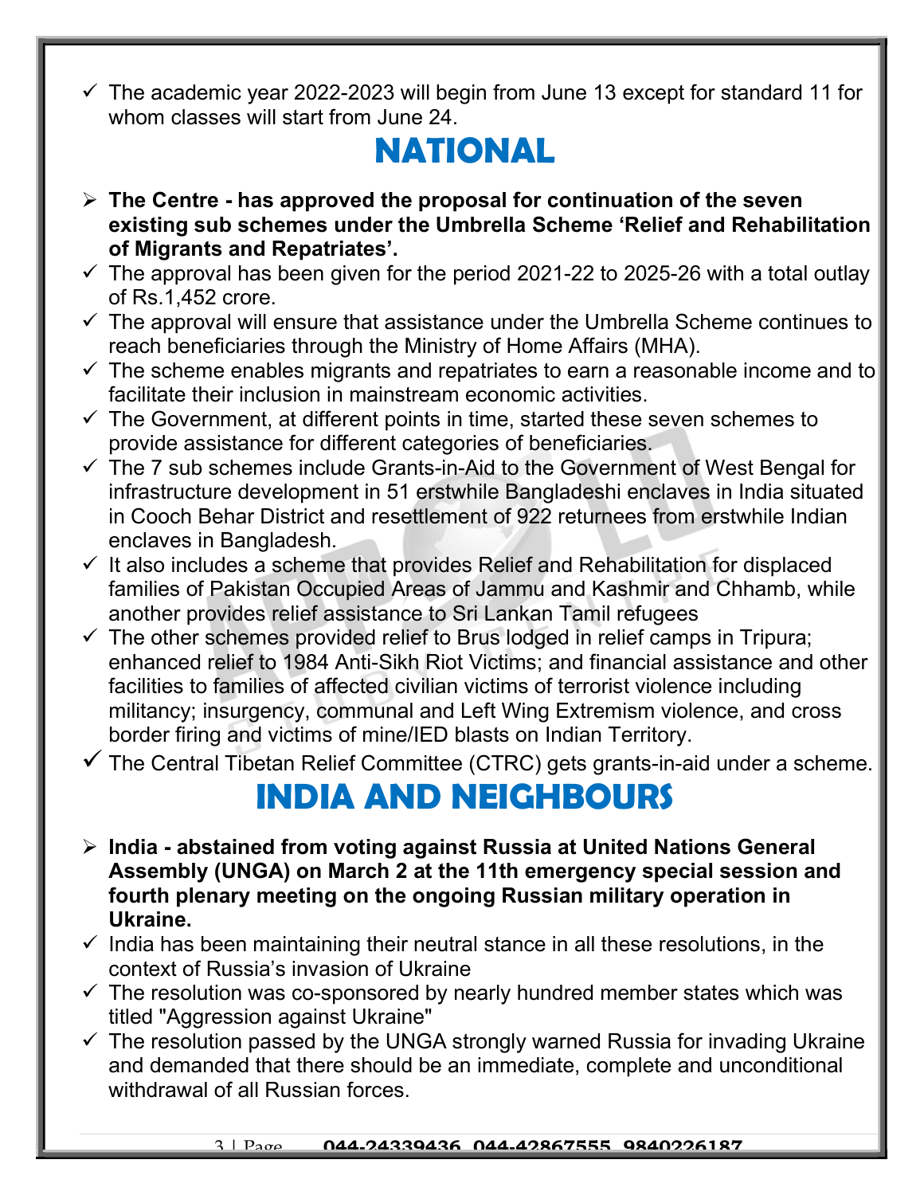- ✓ The academic year 2022-2023 will begin from June 13 except for standard 11 for whom classes will start from June 24.

# NATIONAL

- **The Centre - has approved the proposal for continuation of the seven existing sub schemes under the Umbrella Scheme 'Relief and Rehabilitation of Migrants and Repatriates'.**
- ✓ The approval has been given for the period 2021-22 to 2025-26 with a total outlay of Rs.1,452 crore.
- ✓ The approval will ensure that assistance under the Umbrella Scheme continues to reach beneficiaries through the Ministry of Home Affairs (MHA).
- ✓ The scheme enables migrants and repatriates to earn a reasonable income and to facilitate their inclusion in mainstream economic activities.
- ✓ The Government, at different points in time, started these seven schemes to provide assistance for different categories of beneficiaries.
- ✓ The 7 sub schemes include Grants-in-Aid to the Government of West Bengal for infrastructure development in 51 erstwhile Bangladeshi enclaves in India situated in Cooch Behar District and resettlement of 922 returnees from erstwhile Indian enclaves in Bangladesh.
- ✓ It also includes a scheme that provides Relief and Rehabilitation for displaced families of Pakistan Occupied Areas of Jammu and Kashmir and Chhamb, while another provides relief assistance to Sri Lankan Tamil refugees
- ✓ The other schemes provided relief to Brus lodged in relief camps in Tripura; enhanced relief to 1984 Anti-Sikh Riot Victims; and financial assistance and other facilities to families of affected civilian victims of terrorist violence including militancy; insurgency, communal and Left Wing Extremism violence, and cross border firing and victims of mine/IED blasts on Indian Territory.
- ✓ The Central Tibetan Relief Committee (CTRC) gets grants-in-aid under a scheme.

# INDIA AND NEIGHBOURS

- **India - abstained from voting against Russia at United Nations General Assembly (UNGA) on March 2 at the 11th emergency special session and fourth plenary meeting on the ongoing Russian military operation in Ukraine.**
- ✓ India has been maintaining their neutral stance in all these resolutions, in the context of Russia's invasion of Ukraine
- ✓ The resolution was co-sponsored by nearly hundred member states which was titled "Aggression against Ukraine"
- ✓ The resolution passed by the UNGA strongly warned Russia for invading Ukraine and demanded that there should be an immediate, complete and unconditional withdrawal of all Russian forces.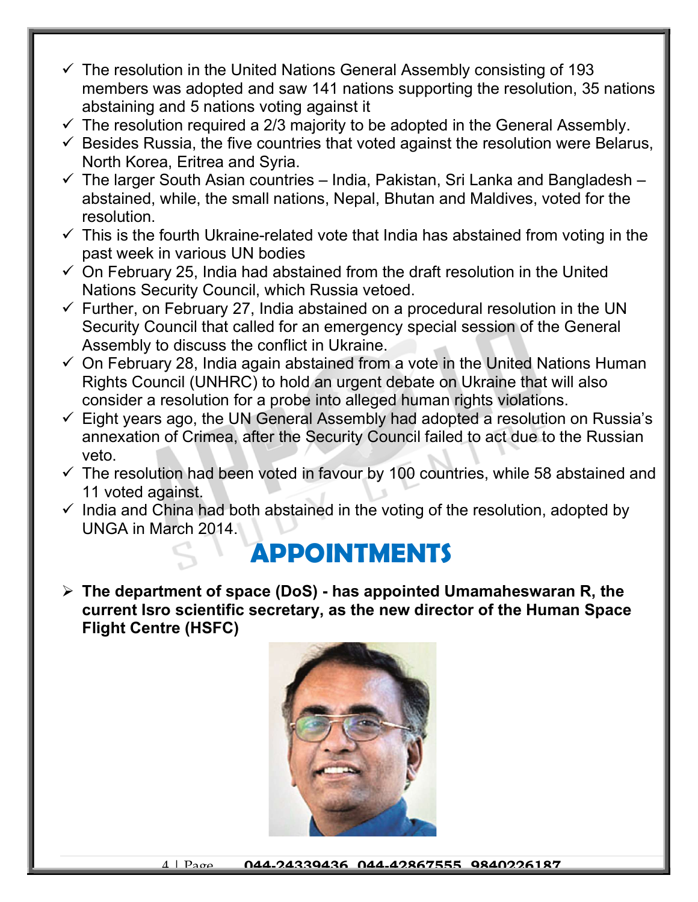- ✓ The resolution in the United Nations General Assembly consisting of 193 members was adopted and saw 141 nations supporting the resolution, 35 nations abstaining and 5 nations voting against it
- ✓ The resolution required a 2/3 majority to be adopted in the General Assembly.
- ✓ Besides Russia, the five countries that voted against the resolution were Belarus, North Korea, Eritrea and Syria.
- ✓ The larger South Asian countries – India, Pakistan, Sri Lanka and Bangladesh – abstained, while, the small nations, Nepal, Bhutan and Maldives, voted for the resolution.
- ✓ This is the fourth Ukraine-related vote that India has abstained from voting in the past week in various UN bodies
- ✓ On February 25, India had abstained from the draft resolution in the United Nations Security Council, which Russia vetoed.
- ✓ Further, on February 27, India abstained on a procedural resolution in the UN Security Council that called for an emergency special session of the General Assembly to discuss the conflict in Ukraine.
- ✓ On February 28, India again abstained from a vote in the United Nations Human Rights Council (UNHRC) to hold an urgent debate on Ukraine that will also consider a resolution for a probe into alleged human rights violations.
- ✓ Eight years ago, the UN General Assembly had adopted a resolution on Russia's annexation of Crimea, after the Security Council failed to act due to the Russian veto.
- ✓ The resolution had been voted in favour by 100 countries, while 58 abstained and 11 voted against.
- ✓ India and China had both abstained in the voting of the resolution, adopted by UNGA in March 2014.

# APPOINTMENTS

- **The department of space (DoS) - has appointed Umamaheswaran R, the current Isro scientific secretary, as the new director of the Human Space Flight Centre (HSFC)**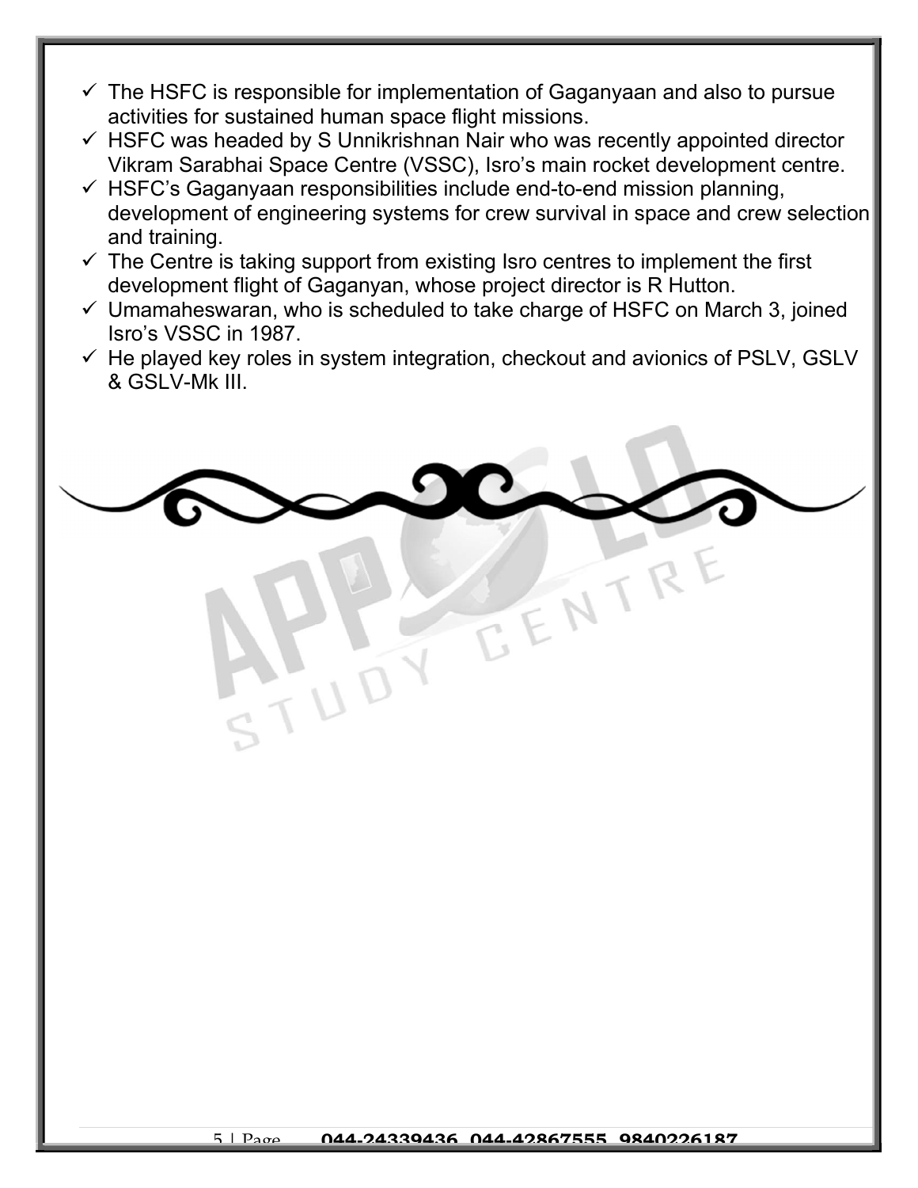- ✓ The HSFC is responsible for implementation of Gaganyaan and also to pursue activities for sustained human space flight missions.
- ✓ HSFC was headed by S Unnikrishnan Nair who was recently appointed director Vikram Sarabhai Space Centre (VSSC), Isro's main rocket development centre.
- ✓ HSFC's Gaganyaan responsibilities include end-to-end mission planning, development of engineering systems for crew survival in space and crew selection and training.
- ✓ The Centre is taking support from existing Isro centres to implement the first development flight of Gaganyan, whose project director is R Hutton.
- ✓ Umamaheswaran, who is scheduled to take charge of HSFC on March 3, joined Isro's VSSC in 1987.
- ✓ He played key roles in system integration, checkout and avionics of PSLV, GSLV & GSLV-Mk III.